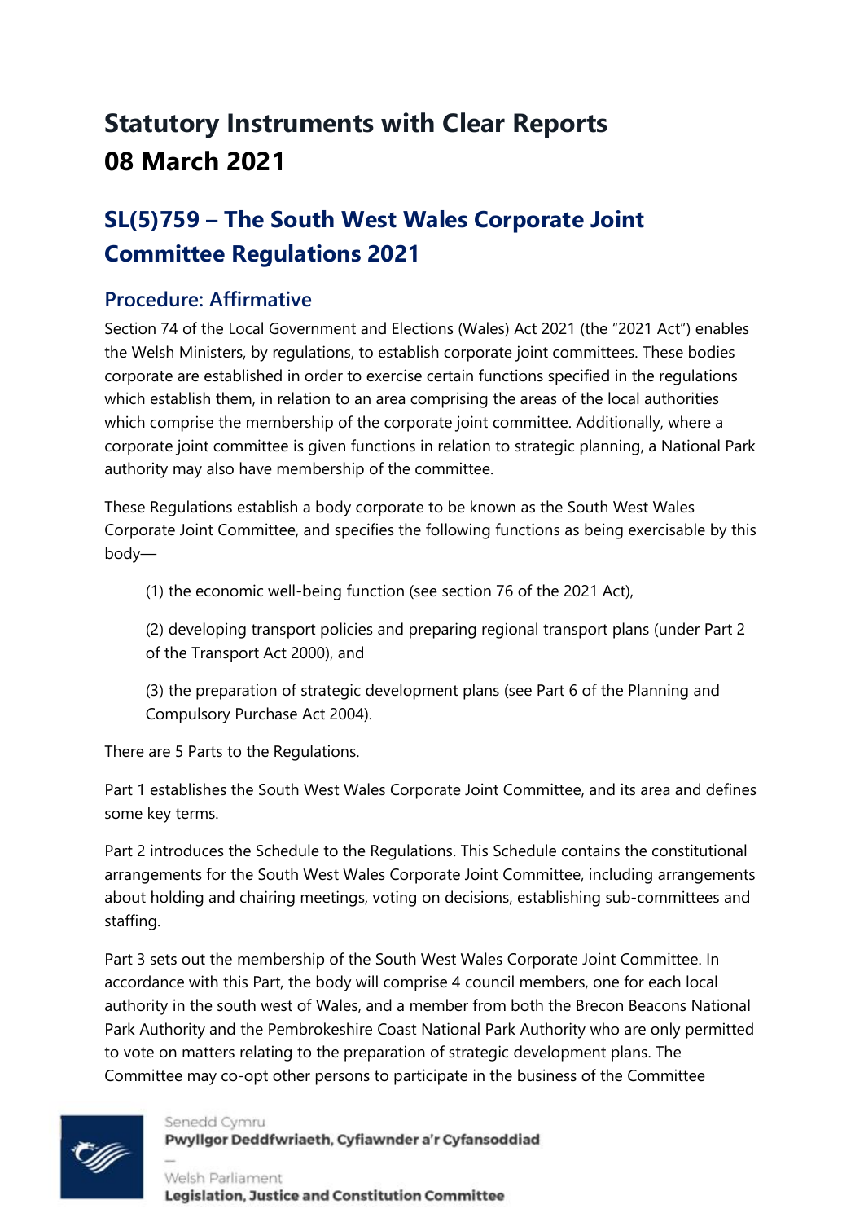# Statutory Instruments with Clear Reports
# 08 March 2021

## SL(5)759 – The South West Wales Corporate Joint Committee Regulations 2021

### Procedure: Affirmative

Section 74 of the Local Government and Elections (Wales) Act 2021 (the "2021 Act") enables the Welsh Ministers, by regulations, to establish corporate joint committees. These bodies corporate are established in order to exercise certain functions specified in the regulations which establish them, in relation to an area comprising the areas of the local authorities which comprise the membership of the corporate joint committee. Additionally, where a corporate joint committee is given functions in relation to strategic planning, a National Park authority may also have membership of the committee.

These Regulations establish a body corporate to be known as the South West Wales Corporate Joint Committee, and specifies the following functions as being exercisable by this body—

(1) the economic well-being function (see section 76 of the 2021 Act),

(2) developing transport policies and preparing regional transport plans (under Part 2 of the Transport Act 2000), and

(3) the preparation of strategic development plans (see Part 6 of the Planning and Compulsory Purchase Act 2004).

There are 5 Parts to the Regulations.

Part 1 establishes the South West Wales Corporate Joint Committee, and its area and defines some key terms.

Part 2 introduces the Schedule to the Regulations. This Schedule contains the constitutional arrangements for the South West Wales Corporate Joint Committee, including arrangements about holding and chairing meetings, voting on decisions, establishing sub-committees and staffing.

Part 3 sets out the membership of the South West Wales Corporate Joint Committee. In accordance with this Part, the body will comprise 4 council members, one for each local authority in the south west of Wales, and a member from both the Brecon Beacons National Park Authority and the Pembrokeshire Coast National Park Authority who are only permitted to vote on matters relating to the preparation of strategic development plans. The Committee may co-opt other persons to participate in the business of the Committee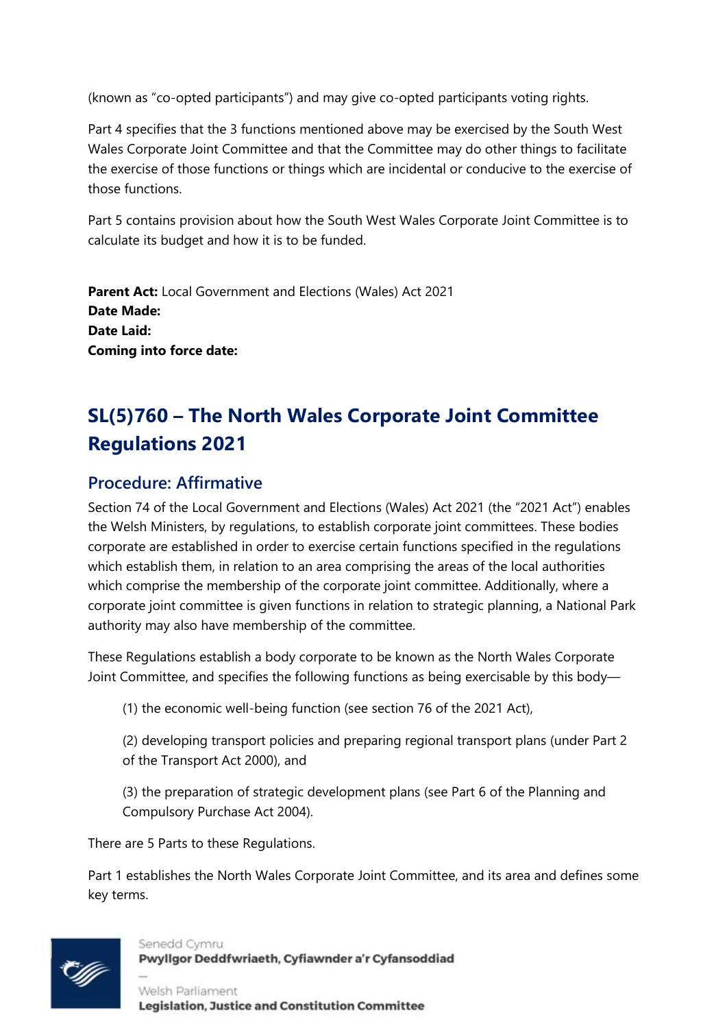(known as "co-opted participants") and may give co-opted participants voting rights.

Part 4 specifies that the 3 functions mentioned above may be exercised by the South West Wales Corporate Joint Committee and that the Committee may do other things to facilitate the exercise of those functions or things which are incidental or conducive to the exercise of those functions.

Part 5 contains provision about how the South West Wales Corporate Joint Committee is to calculate its budget and how it is to be funded.

**Parent Act:** Local Government and Elections (Wales) Act 2021
**Date Made:**
**Date Laid:**
**Coming into force date:**

## SL(5)760 – The North Wales Corporate Joint Committee Regulations 2021

### Procedure: Affirmative

Section 74 of the Local Government and Elections (Wales) Act 2021 (the "2021 Act") enables the Welsh Ministers, by regulations, to establish corporate joint committees. These bodies corporate are established in order to exercise certain functions specified in the regulations which establish them, in relation to an area comprising the areas of the local authorities which comprise the membership of the corporate joint committee. Additionally, where a corporate joint committee is given functions in relation to strategic planning, a National Park authority may also have membership of the committee.

These Regulations establish a body corporate to be known as the North Wales Corporate Joint Committee, and specifies the following functions as being exercisable by this body—

(1) the economic well-being function (see section 76 of the 2021 Act),

(2) developing transport policies and preparing regional transport plans (under Part 2 of the Transport Act 2000), and

(3) the preparation of strategic development plans (see Part 6 of the Planning and Compulsory Purchase Act 2004).

There are 5 Parts to these Regulations.

Part 1 establishes the North Wales Corporate Joint Committee, and its area and defines some key terms.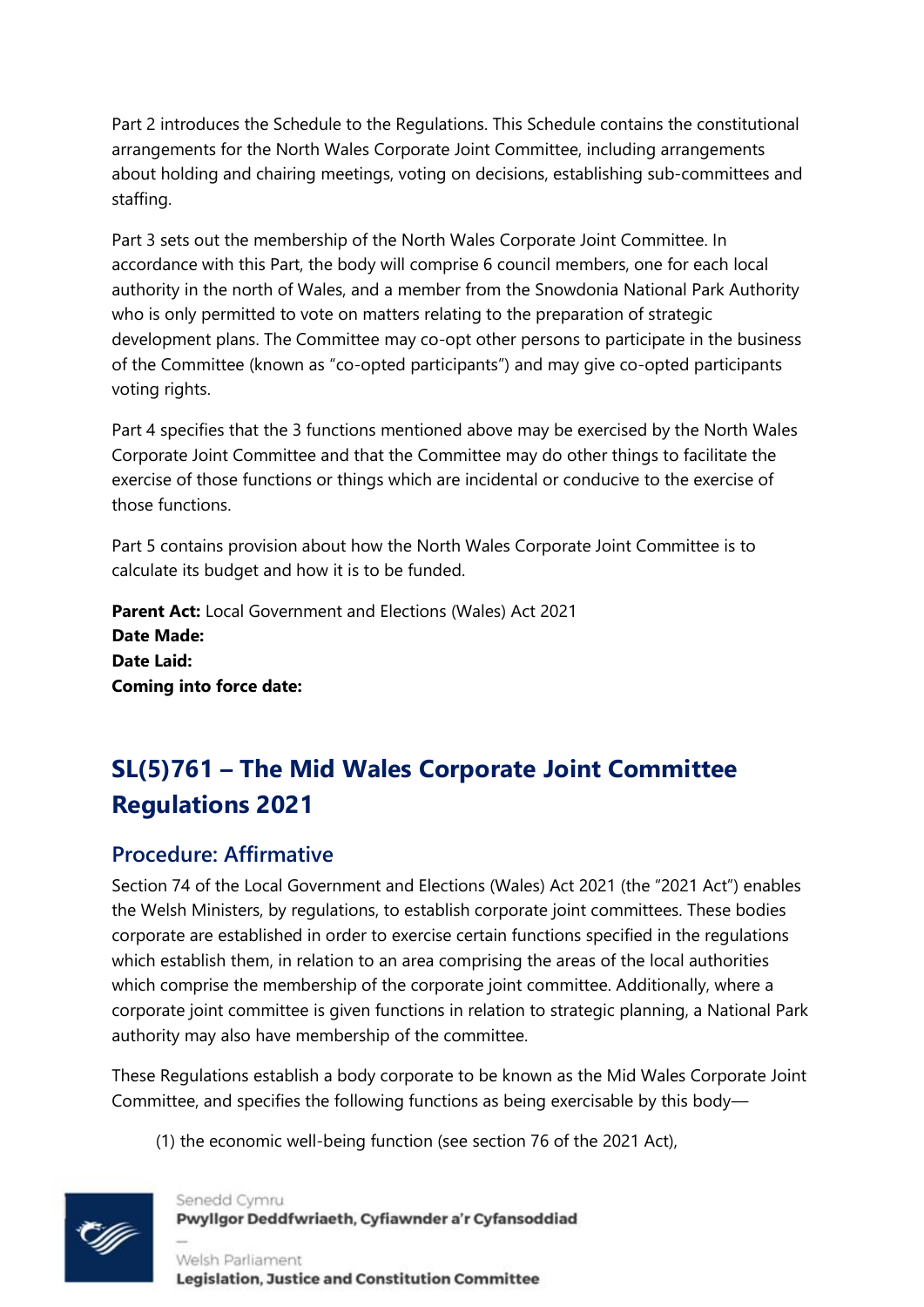Part 2 introduces the Schedule to the Regulations. This Schedule contains the constitutional arrangements for the North Wales Corporate Joint Committee, including arrangements about holding and chairing meetings, voting on decisions, establishing sub-committees and staffing.

Part 3 sets out the membership of the North Wales Corporate Joint Committee. In accordance with this Part, the body will comprise 6 council members, one for each local authority in the north of Wales, and a member from the Snowdonia National Park Authority who is only permitted to vote on matters relating to the preparation of strategic development plans. The Committee may co-opt other persons to participate in the business of the Committee (known as "co-opted participants") and may give co-opted participants voting rights.

Part 4 specifies that the 3 functions mentioned above may be exercised by the North Wales Corporate Joint Committee and that the Committee may do other things to facilitate the exercise of those functions or things which are incidental or conducive to the exercise of those functions.

Part 5 contains provision about how the North Wales Corporate Joint Committee is to calculate its budget and how it is to be funded.

**Parent Act:** Local Government and Elections (Wales) Act 2021
**Date Made:**
**Date Laid:**
**Coming into force date:**

## SL(5)761 – The Mid Wales Corporate Joint Committee Regulations 2021

### Procedure: Affirmative

Section 74 of the Local Government and Elections (Wales) Act 2021 (the "2021 Act") enables the Welsh Ministers, by regulations, to establish corporate joint committees. These bodies corporate are established in order to exercise certain functions specified in the regulations which establish them, in relation to an area comprising the areas of the local authorities which comprise the membership of the corporate joint committee. Additionally, where a corporate joint committee is given functions in relation to strategic planning, a National Park authority may also have membership of the committee.

These Regulations establish a body corporate to be known as the Mid Wales Corporate Joint Committee, and specifies the following functions as being exercisable by this body—

(1) the economic well-being function (see section 76 of the 2021 Act),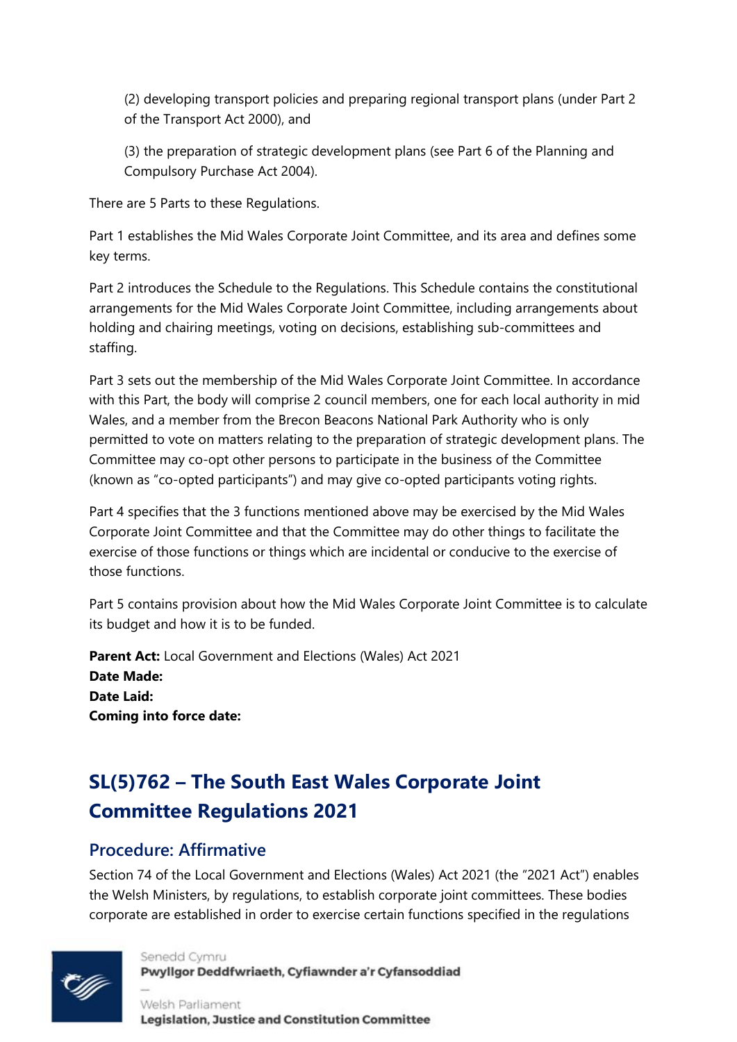(2) developing transport policies and preparing regional transport plans (under Part 2 of the Transport Act 2000), and

(3) the preparation of strategic development plans (see Part 6 of the Planning and Compulsory Purchase Act 2004).

There are 5 Parts to these Regulations.

Part 1 establishes the Mid Wales Corporate Joint Committee, and its area and defines some key terms.

Part 2 introduces the Schedule to the Regulations. This Schedule contains the constitutional arrangements for the Mid Wales Corporate Joint Committee, including arrangements about holding and chairing meetings, voting on decisions, establishing sub-committees and staffing.

Part 3 sets out the membership of the Mid Wales Corporate Joint Committee. In accordance with this Part, the body will comprise 2 council members, one for each local authority in mid Wales, and a member from the Brecon Beacons National Park Authority who is only permitted to vote on matters relating to the preparation of strategic development plans. The Committee may co-opt other persons to participate in the business of the Committee (known as "co-opted participants") and may give co-opted participants voting rights.

Part 4 specifies that the 3 functions mentioned above may be exercised by the Mid Wales Corporate Joint Committee and that the Committee may do other things to facilitate the exercise of those functions or things which are incidental or conducive to the exercise of those functions.

Part 5 contains provision about how the Mid Wales Corporate Joint Committee is to calculate its budget and how it is to be funded.

**Parent Act:** Local Government and Elections (Wales) Act 2021
**Date Made:**
**Date Laid:**
**Coming into force date:**

## SL(5)762 – The South East Wales Corporate Joint Committee Regulations 2021

### Procedure: Affirmative

Section 74 of the Local Government and Elections (Wales) Act 2021 (the "2021 Act") enables the Welsh Ministers, by regulations, to establish corporate joint committees. These bodies corporate are established in order to exercise certain functions specified in the regulations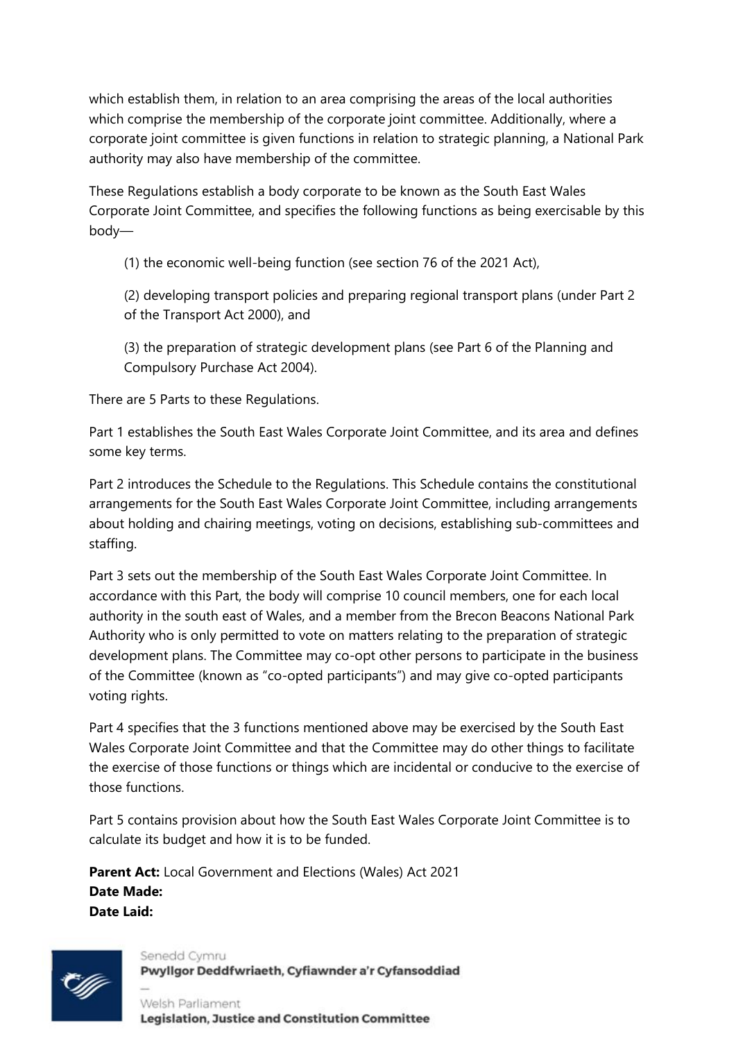which establish them, in relation to an area comprising the areas of the local authorities which comprise the membership of the corporate joint committee. Additionally, where a corporate joint committee is given functions in relation to strategic planning, a National Park authority may also have membership of the committee.

These Regulations establish a body corporate to be known as the South East Wales Corporate Joint Committee, and specifies the following functions as being exercisable by this body—

(1) the economic well-being function (see section 76 of the 2021 Act),

(2) developing transport policies and preparing regional transport plans (under Part 2 of the Transport Act 2000), and

(3) the preparation of strategic development plans (see Part 6 of the Planning and Compulsory Purchase Act 2004).

There are 5 Parts to these Regulations.

Part 1 establishes the South East Wales Corporate Joint Committee, and its area and defines some key terms.

Part 2 introduces the Schedule to the Regulations. This Schedule contains the constitutional arrangements for the South East Wales Corporate Joint Committee, including arrangements about holding and chairing meetings, voting on decisions, establishing sub-committees and staffing.

Part 3 sets out the membership of the South East Wales Corporate Joint Committee. In accordance with this Part, the body will comprise 10 council members, one for each local authority in the south east of Wales, and a member from the Brecon Beacons National Park Authority who is only permitted to vote on matters relating to the preparation of strategic development plans. The Committee may co-opt other persons to participate in the business of the Committee (known as "co-opted participants") and may give co-opted participants voting rights.

Part 4 specifies that the 3 functions mentioned above may be exercised by the South East Wales Corporate Joint Committee and that the Committee may do other things to facilitate the exercise of those functions or things which are incidental or conducive to the exercise of those functions.

Part 5 contains provision about how the South East Wales Corporate Joint Committee is to calculate its budget and how it is to be funded.

**Parent Act:** Local Government and Elections (Wales) Act 2021
**Date Made:**
**Date Laid:**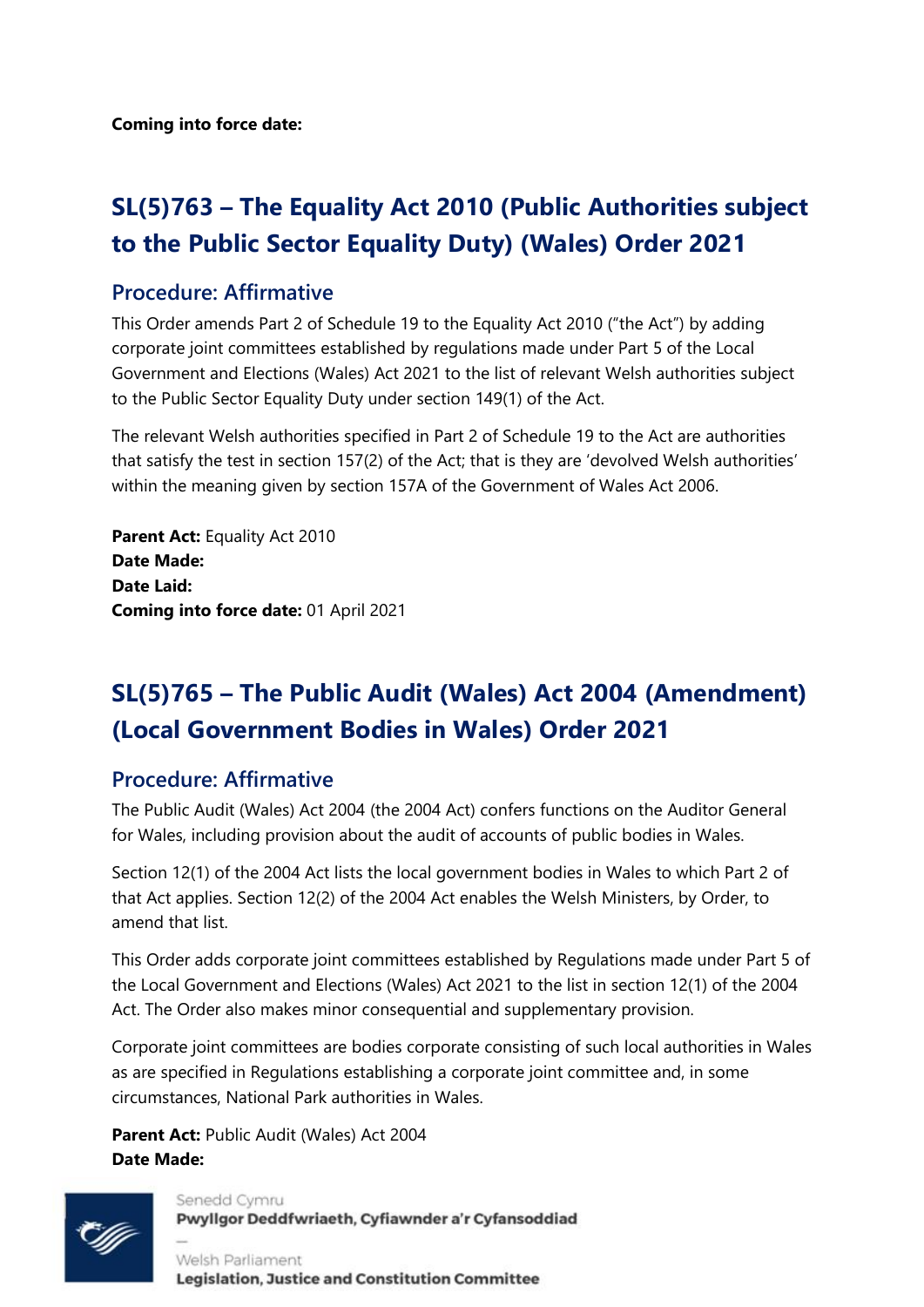**Coming into force date:**

## SL(5)763 – The Equality Act 2010 (Public Authorities subject to the Public Sector Equality Duty) (Wales) Order 2021

### Procedure: Affirmative

This Order amends Part 2 of Schedule 19 to the Equality Act 2010 ("the Act") by adding corporate joint committees established by regulations made under Part 5 of the Local Government and Elections (Wales) Act 2021 to the list of relevant Welsh authorities subject to the Public Sector Equality Duty under section 149(1) of the Act.

The relevant Welsh authorities specified in Part 2 of Schedule 19 to the Act are authorities that satisfy the test in section 157(2) of the Act; that is they are 'devolved Welsh authorities' within the meaning given by section 157A of the Government of Wales Act 2006.

**Parent Act:** Equality Act 2010
**Date Made:**
**Date Laid:**
**Coming into force date:** 01 April 2021

## SL(5)765 – The Public Audit (Wales) Act 2004 (Amendment) (Local Government Bodies in Wales) Order 2021

### Procedure: Affirmative

The Public Audit (Wales) Act 2004 (the 2004 Act) confers functions on the Auditor General for Wales, including provision about the audit of accounts of public bodies in Wales.

Section 12(1) of the 2004 Act lists the local government bodies in Wales to which Part 2 of that Act applies. Section 12(2) of the 2004 Act enables the Welsh Ministers, by Order, to amend that list.

This Order adds corporate joint committees established by Regulations made under Part 5 of the Local Government and Elections (Wales) Act 2021 to the list in section 12(1) of the 2004 Act. The Order also makes minor consequential and supplementary provision.

Corporate joint committees are bodies corporate consisting of such local authorities in Wales as are specified in Regulations establishing a corporate joint committee and, in some circumstances, National Park authorities in Wales.

**Parent Act:** Public Audit (Wales) Act 2004
**Date Made:**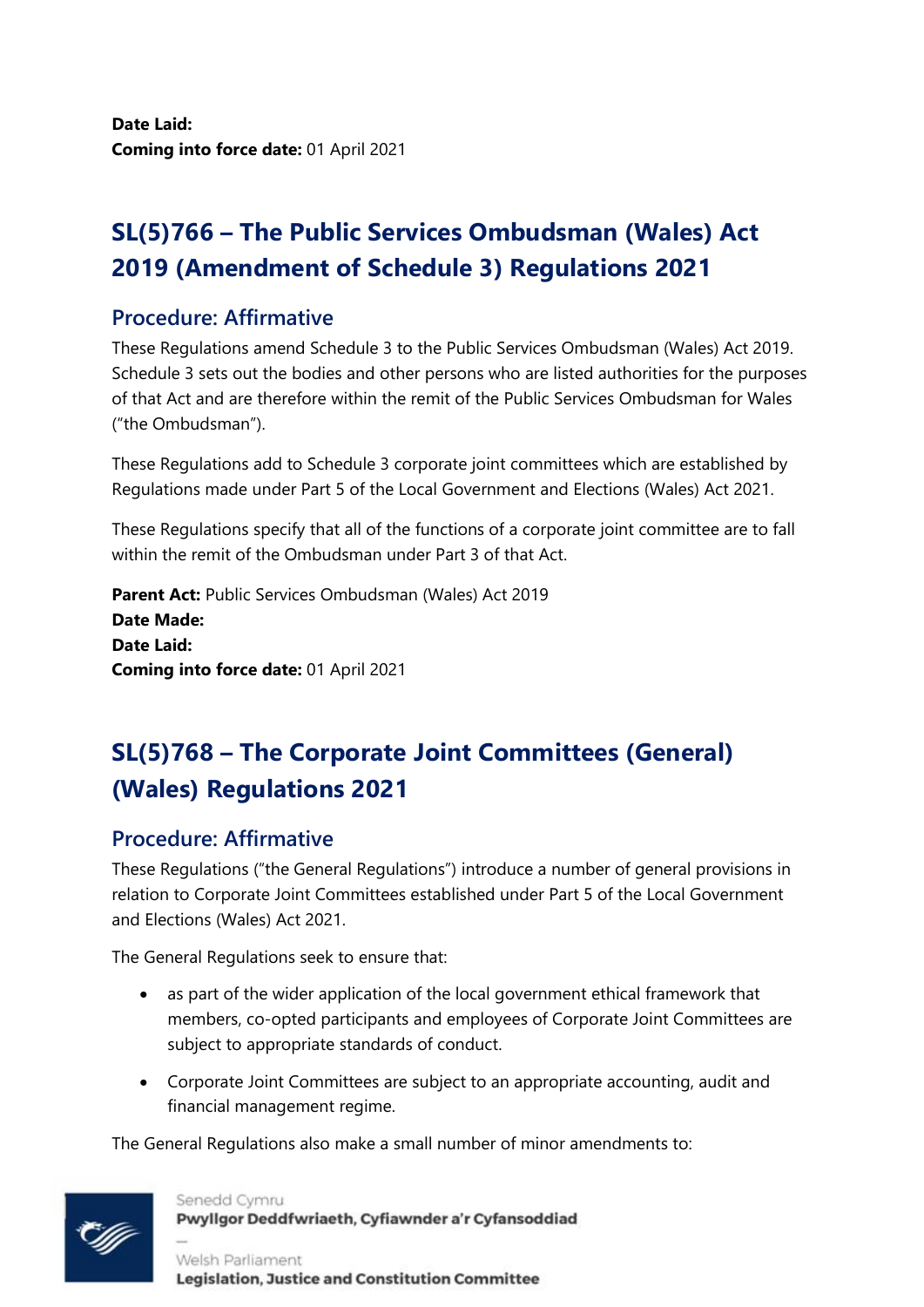**Date Laid:**
**Coming into force date:** 01 April 2021

## SL(5)766 – The Public Services Ombudsman (Wales) Act 2019 (Amendment of Schedule 3) Regulations 2021

### Procedure: Affirmative

These Regulations amend Schedule 3 to the Public Services Ombudsman (Wales) Act 2019. Schedule 3 sets out the bodies and other persons who are listed authorities for the purposes of that Act and are therefore within the remit of the Public Services Ombudsman for Wales ("the Ombudsman").

These Regulations add to Schedule 3 corporate joint committees which are established by Regulations made under Part 5 of the Local Government and Elections (Wales) Act 2021.

These Regulations specify that all of the functions of a corporate joint committee are to fall within the remit of the Ombudsman under Part 3 of that Act.

**Parent Act:** Public Services Ombudsman (Wales) Act 2019
**Date Made:**
**Date Laid:**
**Coming into force date:** 01 April 2021

## SL(5)768 – The Corporate Joint Committees (General) (Wales) Regulations 2021

### Procedure: Affirmative

These Regulations ("the General Regulations") introduce a number of general provisions in relation to Corporate Joint Committees established under Part 5 of the Local Government and Elections (Wales) Act 2021.

The General Regulations seek to ensure that:

- as part of the wider application of the local government ethical framework that members, co-opted participants and employees of Corporate Joint Committees are subject to appropriate standards of conduct.
- Corporate Joint Committees are subject to an appropriate accounting, audit and financial management regime.

The General Regulations also make a small number of minor amendments to: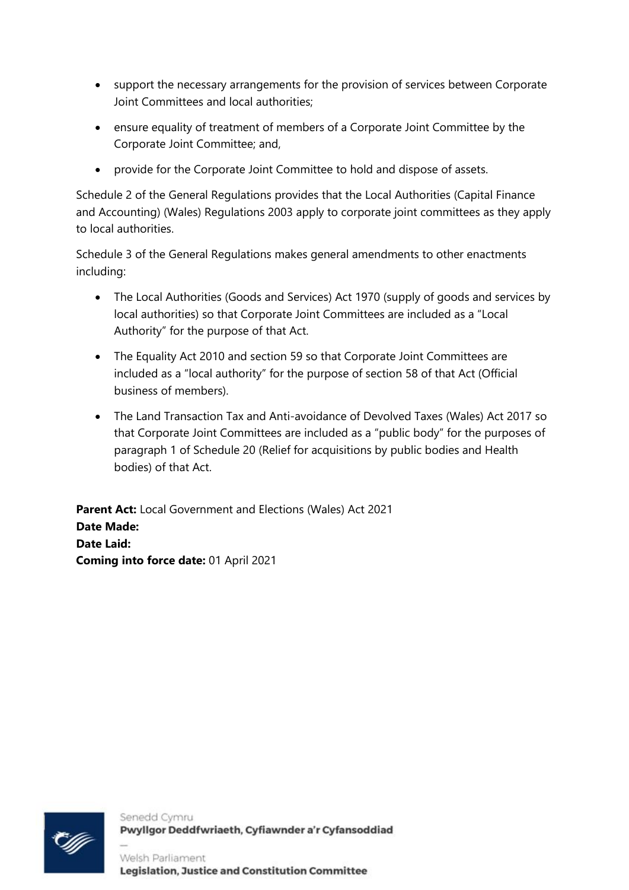- support the necessary arrangements for the provision of services between Corporate Joint Committees and local authorities;
- ensure equality of treatment of members of a Corporate Joint Committee by the Corporate Joint Committee; and,
- provide for the Corporate Joint Committee to hold and dispose of assets.

Schedule 2 of the General Regulations provides that the Local Authorities (Capital Finance and Accounting) (Wales) Regulations 2003 apply to corporate joint committees as they apply to local authorities.

Schedule 3 of the General Regulations makes general amendments to other enactments including:

- The Local Authorities (Goods and Services) Act 1970 (supply of goods and services by local authorities) so that Corporate Joint Committees are included as a "Local Authority" for the purpose of that Act.
- The Equality Act 2010 and section 59 so that Corporate Joint Committees are included as a "local authority" for the purpose of section 58 of that Act (Official business of members).
- The Land Transaction Tax and Anti-avoidance of Devolved Taxes (Wales) Act 2017 so that Corporate Joint Committees are included as a "public body" for the purposes of paragraph 1 of Schedule 20 (Relief for acquisitions by public bodies and Health bodies) of that Act.

**Parent Act:** Local Government and Elections (Wales) Act 2021
**Date Made:**
**Date Laid:**
**Coming into force date:** 01 April 2021